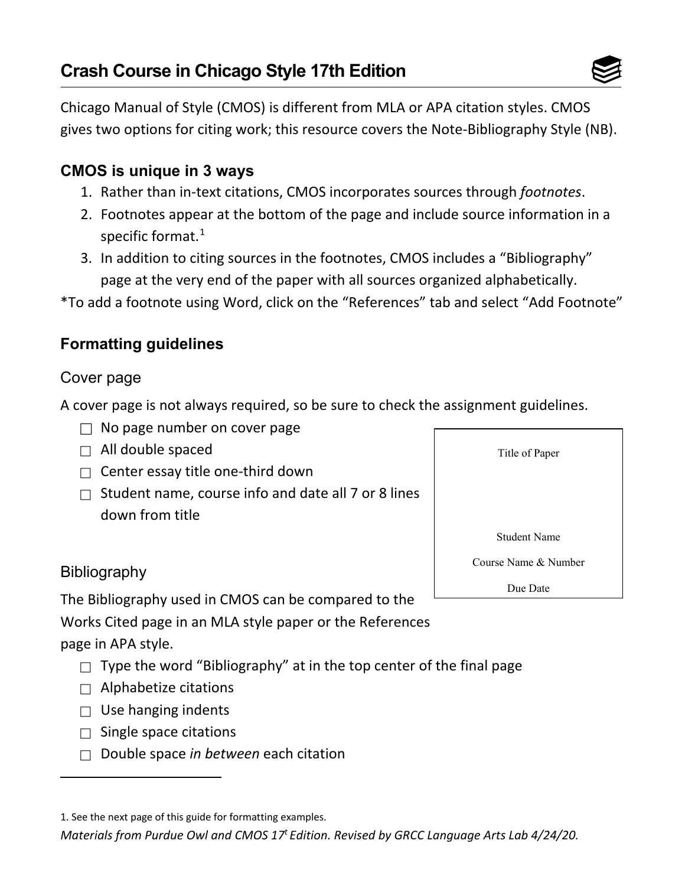# Crash Course in Chicago Style 17th Edition

Chicago Manual of Style (CMOS) is different from MLA or APA citation styles. CMOS gives two options for citing work; this resource covers the Note-Bibliography Style (NB).

### CMOS is unique in 3 ways

1. Rather than in-text citations, CMOS incorporates sources through *footnotes*.
2. Footnotes appear at the bottom of the page and include source information in a specific format.[1]
3. In addition to citing sources in the footnotes, CMOS includes a "Bibliography" page at the very end of the paper with all sources organized alphabetically.

*To add a footnote using Word, click on the "References" tab and select "Add Footnote"

### Formatting guidelines

#### Cover page

A cover page is not always required, so be sure to check the assignment guidelines.

- ☐ No page number on cover page
- ☐ All double spaced
- ☐ Center essay title one-third down
- ☐ Student name, course info and date all 7 or 8 lines down from title

| Title of Paper |
|---|
| Student Name |
| Course Name & Number |
| Due Date |

#### Bibliography

The Bibliography used in CMOS can be compared to the Works Cited page in an MLA style paper or the References page in APA style.

- ☐ Type the word "Bibliography" at in the top center of the final page
- ☐ Alphabetize citations
- ☐ Use hanging indents
- ☐ Single space citations
- ☐ Double space *in between* each citation

---

1. See the next page of this guide for formatting examples.

*Materials from Purdue Owl and CMOS 17t Edition. Revised by GRCC Language Arts Lab 4/24/20.*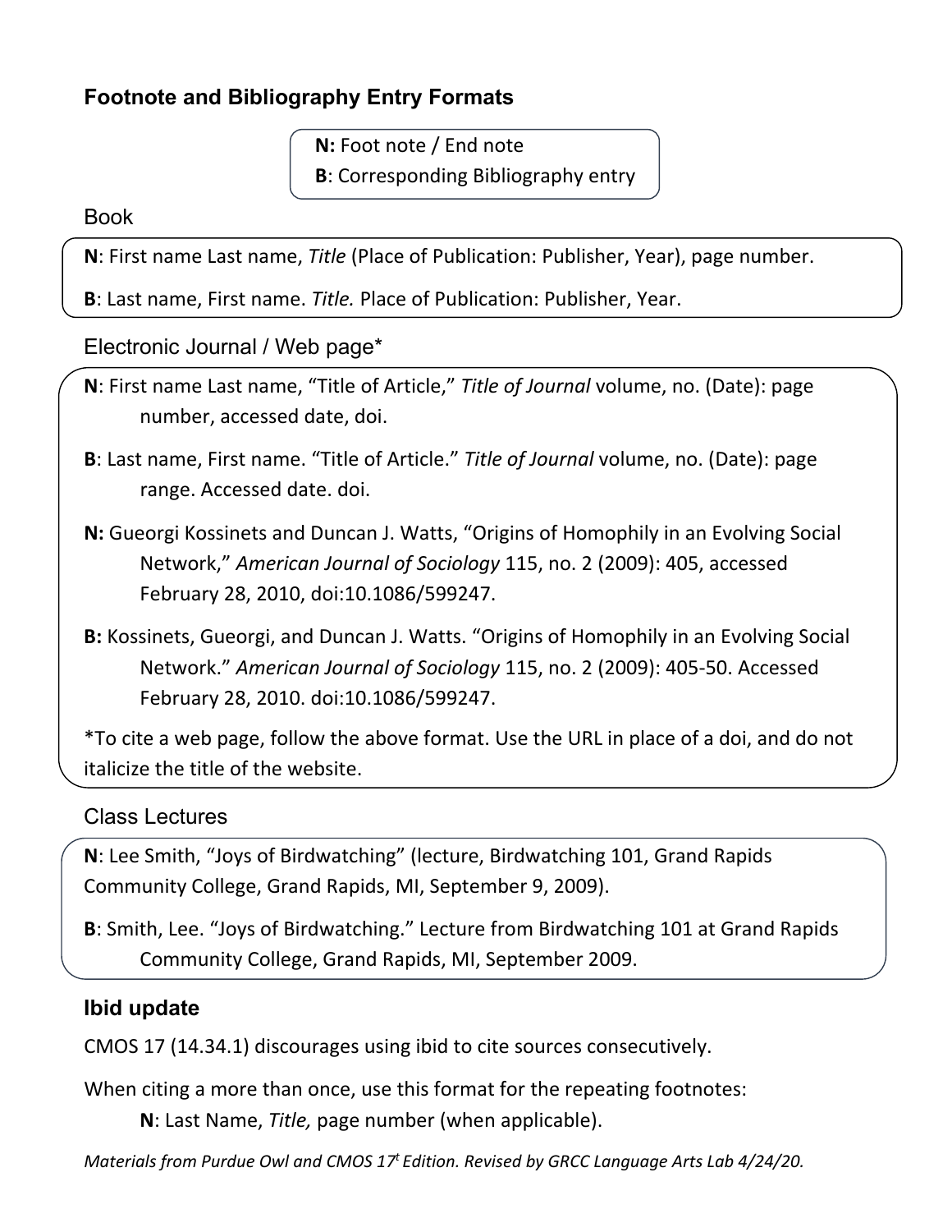## Footnote and Bibliography Entry Formats

**N:** Foot note / End note
**B**: Corresponding Bibliography entry

### Book

**N**: First name Last name, *Title* (Place of Publication: Publisher, Year), page number.

**B**: Last name, First name. *Title.* Place of Publication: Publisher, Year.

### Electronic Journal / Web page*

**N**: First name Last name, "Title of Article," *Title of Journal* volume, no. (Date): page number, accessed date, doi.

**B**: Last name, First name. "Title of Article." *Title of Journal* volume, no. (Date): page range. Accessed date. doi.

**N:** Gueorgi Kossinets and Duncan J. Watts, "Origins of Homophily in an Evolving Social Network," *American Journal of Sociology* 115, no. 2 (2009): 405, accessed February 28, 2010, doi:10.1086/599247.

**B:** Kossinets, Gueorgi, and Duncan J. Watts. "Origins of Homophily in an Evolving Social Network." *American Journal of Sociology* 115, no. 2 (2009): 405-50. Accessed February 28, 2010. doi:10.1086/599247.

*To cite a web page, follow the above format. Use the URL in place of a doi, and do not italicize the title of the website.

### Class Lectures

**N**: Lee Smith, "Joys of Birdwatching" (lecture, Birdwatching 101, Grand Rapids Community College, Grand Rapids, MI, September 9, 2009).

**B**: Smith, Lee. "Joys of Birdwatching." Lecture from Birdwatching 101 at Grand Rapids Community College, Grand Rapids, MI, September 2009.

### Ibid update

CMOS 17 (14.34.1) discourages using ibid to cite sources consecutively.

When citing a more than once, use this format for the repeating footnotes:

**N**: Last Name, *Title,* page number (when applicable).

*Materials from Purdue Owl and CMOS 17t Edition. Revised by GRCC Language Arts Lab 4/24/20.*